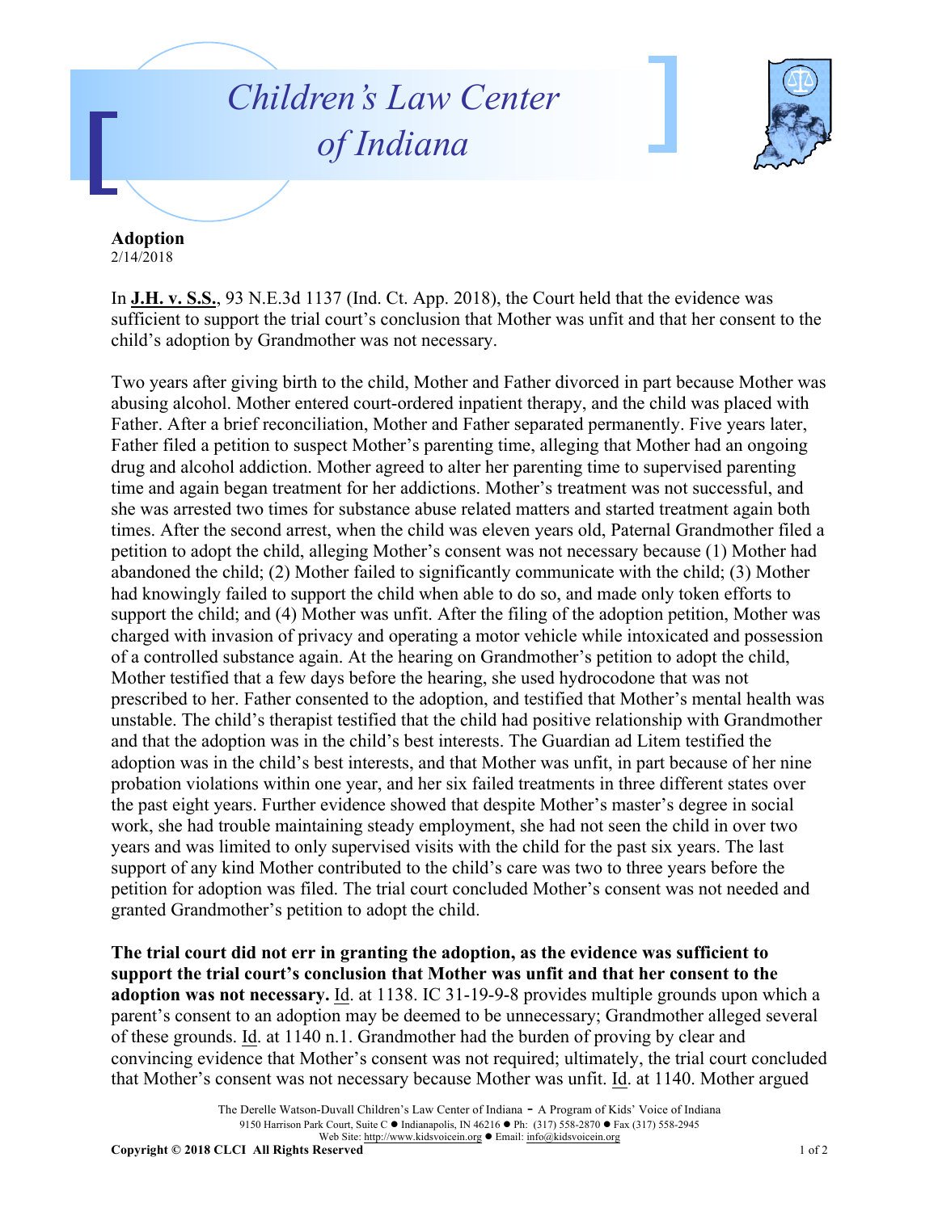# Children's Law Center of Indiana

**Adoption**
2/14/2018

In **J.H. v. S.S.**, 93 N.E.3d 1137 (Ind. Ct. App. 2018), the Court held that the evidence was sufficient to support the trial court's conclusion that Mother was unfit and that her consent to the child's adoption by Grandmother was not necessary.

Two years after giving birth to the child, Mother and Father divorced in part because Mother was abusing alcohol. Mother entered court-ordered inpatient therapy, and the child was placed with Father. After a brief reconciliation, Mother and Father separated permanently. Five years later, Father filed a petition to suspect Mother's parenting time, alleging that Mother had an ongoing drug and alcohol addiction. Mother agreed to alter her parenting time to supervised parenting time and again began treatment for her addictions. Mother's treatment was not successful, and she was arrested two times for substance abuse related matters and started treatment again both times. After the second arrest, when the child was eleven years old, Paternal Grandmother filed a petition to adopt the child, alleging Mother's consent was not necessary because (1) Mother had abandoned the child; (2) Mother failed to significantly communicate with the child; (3) Mother had knowingly failed to support the child when able to do so, and made only token efforts to support the child; and (4) Mother was unfit. After the filing of the adoption petition, Mother was charged with invasion of privacy and operating a motor vehicle while intoxicated and possession of a controlled substance again. At the hearing on Grandmother's petition to adopt the child, Mother testified that a few days before the hearing, she used hydrocodone that was not prescribed to her. Father consented to the adoption, and testified that Mother's mental health was unstable. The child's therapist testified that the child had positive relationship with Grandmother and that the adoption was in the child's best interests. The Guardian ad Litem testified the adoption was in the child's best interests, and that Mother was unfit, in part because of her nine probation violations within one year, and her six failed treatments in three different states over the past eight years. Further evidence showed that despite Mother's master's degree in social work, she had trouble maintaining steady employment, she had not seen the child in over two years and was limited to only supervised visits with the child for the past six years. The last support of any kind Mother contributed to the child's care was two to three years before the petition for adoption was filed. The trial court concluded Mother's consent was not needed and granted Grandmother's petition to adopt the child.

**The trial court did not err in granting the adoption, as the evidence was sufficient to support the trial court's conclusion that Mother was unfit and that her consent to the adoption was not necessary.** Id. at 1138. IC 31-19-9-8 provides multiple grounds upon which a parent's consent to an adoption may be deemed to be unnecessary; Grandmother alleged several of these grounds. Id. at 1140 n.1. Grandmother had the burden of proving by clear and convincing evidence that Mother's consent was not required; ultimately, the trial court concluded that Mother's consent was not necessary because Mother was unfit. Id. at 1140. Mother argued

The Derelle Watson-Duvall Children's Law Center of Indiana - A Program of Kids' Voice of Indiana
9150 Harrison Park Court, Suite C ● Indianapolis, IN 46216 ● Ph: (317) 558-2870 ● Fax (317) 558-2945
Web Site: http://www.kidsvoicein.org ● Email: info@kidsvoicein.org
**Copyright © 2018 CLCI All Rights Reserved**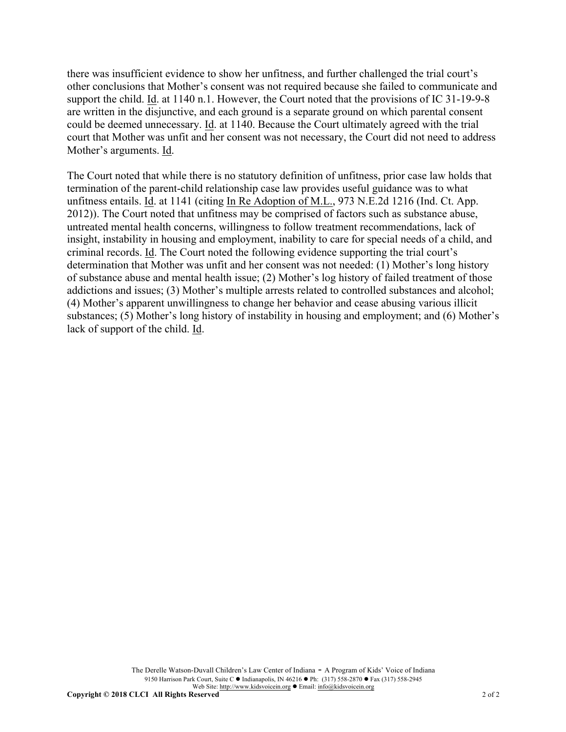there was insufficient evidence to show her unfitness, and further challenged the trial court's other conclusions that Mother's consent was not required because she failed to communicate and support the child. Id. at 1140 n.1. However, the Court noted that the provisions of IC 31-19-9-8 are written in the disjunctive, and each ground is a separate ground on which parental consent could be deemed unnecessary. Id. at 1140. Because the Court ultimately agreed with the trial court that Mother was unfit and her consent was not necessary, the Court did not need to address Mother's arguments. Id.

The Court noted that while there is no statutory definition of unfitness, prior case law holds that termination of the parent-child relationship case law provides useful guidance was to what unfitness entails. Id. at 1141 (citing In Re Adoption of M.L., 973 N.E.2d 1216 (Ind. Ct. App. 2012)). The Court noted that unfitness may be comprised of factors such as substance abuse, untreated mental health concerns, willingness to follow treatment recommendations, lack of insight, instability in housing and employment, inability to care for special needs of a child, and criminal records. Id. The Court noted the following evidence supporting the trial court's determination that Mother was unfit and her consent was not needed: (1) Mother's long history of substance abuse and mental health issue; (2) Mother's log history of failed treatment of those addictions and issues; (3) Mother's multiple arrests related to controlled substances and alcohol; (4) Mother's apparent unwillingness to change her behavior and cease abusing various illicit substances; (5) Mother's long history of instability in housing and employment; and (6) Mother's lack of support of the child. Id.